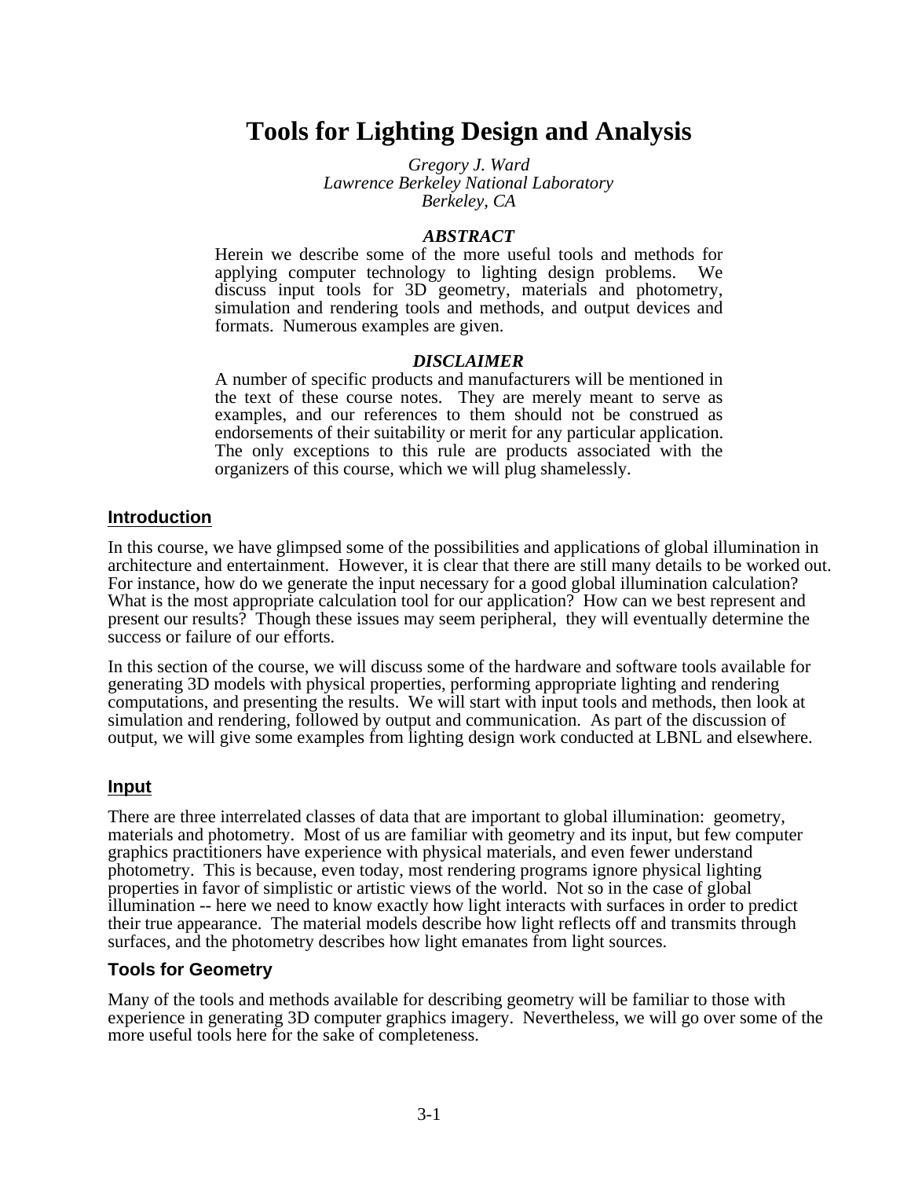# Tools for Lighting Design and Analysis

*Gregory J. Ward*
*Lawrence Berkeley National Laboratory*
*Berkeley, CA*

***ABSTRACT***

Herein we describe some of the more useful tools and methods for applying computer technology to lighting design problems. We discuss input tools for 3D geometry, materials and photometry, simulation and rendering tools and methods, and output devices and formats. Numerous examples are given.

***DISCLAIMER***

A number of specific products and manufacturers will be mentioned in the text of these course notes. They are merely meant to serve as examples, and our references to them should not be construed as endorsements of their suitability or merit for any particular application. The only exceptions to this rule are products associated with the organizers of this course, which we will plug shamelessly.

## Introduction

In this course, we have glimpsed some of the possibilities and applications of global illumination in architecture and entertainment. However, it is clear that there are still many details to be worked out. For instance, how do we generate the input necessary for a good global illumination calculation? What is the most appropriate calculation tool for our application? How can we best represent and present our results? Though these issues may seem peripheral, they will eventually determine the success or failure of our efforts.

In this section of the course, we will discuss some of the hardware and software tools available for generating 3D models with physical properties, performing appropriate lighting and rendering computations, and presenting the results. We will start with input tools and methods, then look at simulation and rendering, followed by output and communication. As part of the discussion of output, we will give some examples from lighting design work conducted at LBNL and elsewhere.

## Input

There are three interrelated classes of data that are important to global illumination: geometry, materials and photometry. Most of us are familiar with geometry and its input, but few computer graphics practitioners have experience with physical materials, and even fewer understand photometry. This is because, even today, most rendering programs ignore physical lighting properties in favor of simplistic or artistic views of the world. Not so in the case of global illumination -- here we need to know exactly how light interacts with surfaces in order to predict their true appearance. The material models describe how light reflects off and transmits through surfaces, and the photometry describes how light emanates from light sources.

### Tools for Geometry

Many of the tools and methods available for describing geometry will be familiar to those with experience in generating 3D computer graphics imagery. Nevertheless, we will go over some of the more useful tools here for the sake of completeness.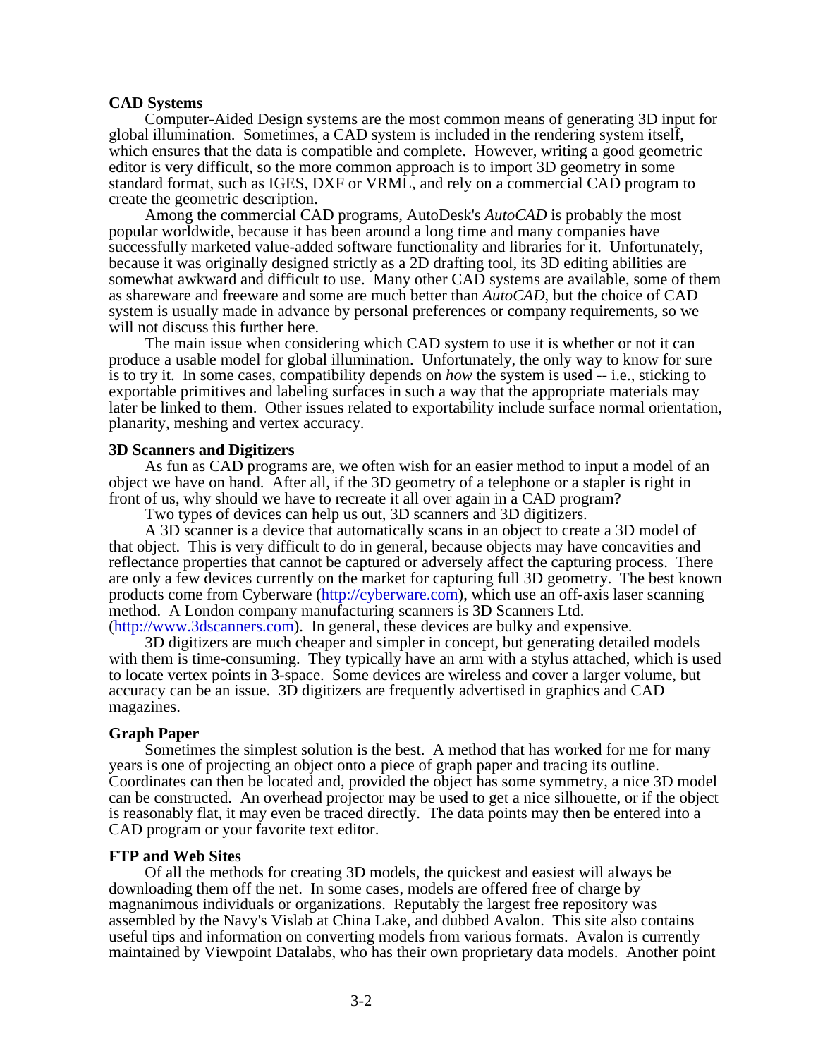**CAD Systems**

Computer-Aided Design systems are the most common means of generating 3D input for global illumination. Sometimes, a CAD system is included in the rendering system itself, which ensures that the data is compatible and complete. However, writing a good geometric editor is very difficult, so the more common approach is to import 3D geometry in some standard format, such as IGES, DXF or VRML, and rely on a commercial CAD program to create the geometric description.

Among the commercial CAD programs, AutoDesk's *AutoCAD* is probably the most popular worldwide, because it has been around a long time and many companies have successfully marketed value-added software functionality and libraries for it. Unfortunately, because it was originally designed strictly as a 2D drafting tool, its 3D editing abilities are somewhat awkward and difficult to use. Many other CAD systems are available, some of them as shareware and freeware and some are much better than *AutoCAD*, but the choice of CAD system is usually made in advance by personal preferences or company requirements, so we will not discuss this further here.

The main issue when considering which CAD system to use it is whether or not it can produce a usable model for global illumination. Unfortunately, the only way to know for sure is to try it. In some cases, compatibility depends on *how* the system is used -- i.e., sticking to exportable primitives and labeling surfaces in such a way that the appropriate materials may later be linked to them. Other issues related to exportability include surface normal orientation, planarity, meshing and vertex accuracy.

**3D Scanners and Digitizers**

As fun as CAD programs are, we often wish for an easier method to input a model of an object we have on hand. After all, if the 3D geometry of a telephone or a stapler is right in front of us, why should we have to recreate it all over again in a CAD program?

Two types of devices can help us out, 3D scanners and 3D digitizers.

A 3D scanner is a device that automatically scans in an object to create a 3D model of that object. This is very difficult to do in general, because objects may have concavities and reflectance properties that cannot be captured or adversely affect the capturing process. There are only a few devices currently on the market for capturing full 3D geometry. The best known products come from Cyberware (http://cyberware.com), which use an off-axis laser scanning method. A London company manufacturing scanners is 3D Scanners Ltd. (http://www.3dscanners.com). In general, these devices are bulky and expensive.

3D digitizers are much cheaper and simpler in concept, but generating detailed models with them is time-consuming. They typically have an arm with a stylus attached, which is used to locate vertex points in 3-space. Some devices are wireless and cover a larger volume, but accuracy can be an issue. 3D digitizers are frequently advertised in graphics and CAD magazines.

**Graph Paper**

Sometimes the simplest solution is the best. A method that has worked for me for many years is one of projecting an object onto a piece of graph paper and tracing its outline. Coordinates can then be located and, provided the object has some symmetry, a nice 3D model can be constructed. An overhead projector may be used to get a nice silhouette, or if the object is reasonably flat, it may even be traced directly. The data points may then be entered into a CAD program or your favorite text editor.

**FTP and Web Sites**

Of all the methods for creating 3D models, the quickest and easiest will always be downloading them off the net. In some cases, models are offered free of charge by magnanimous individuals or organizations. Reputably the largest free repository was assembled by the Navy's Vislab at China Lake, and dubbed Avalon. This site also contains useful tips and information on converting models from various formats. Avalon is currently maintained by Viewpoint Datalabs, who has their own proprietary data models. Another point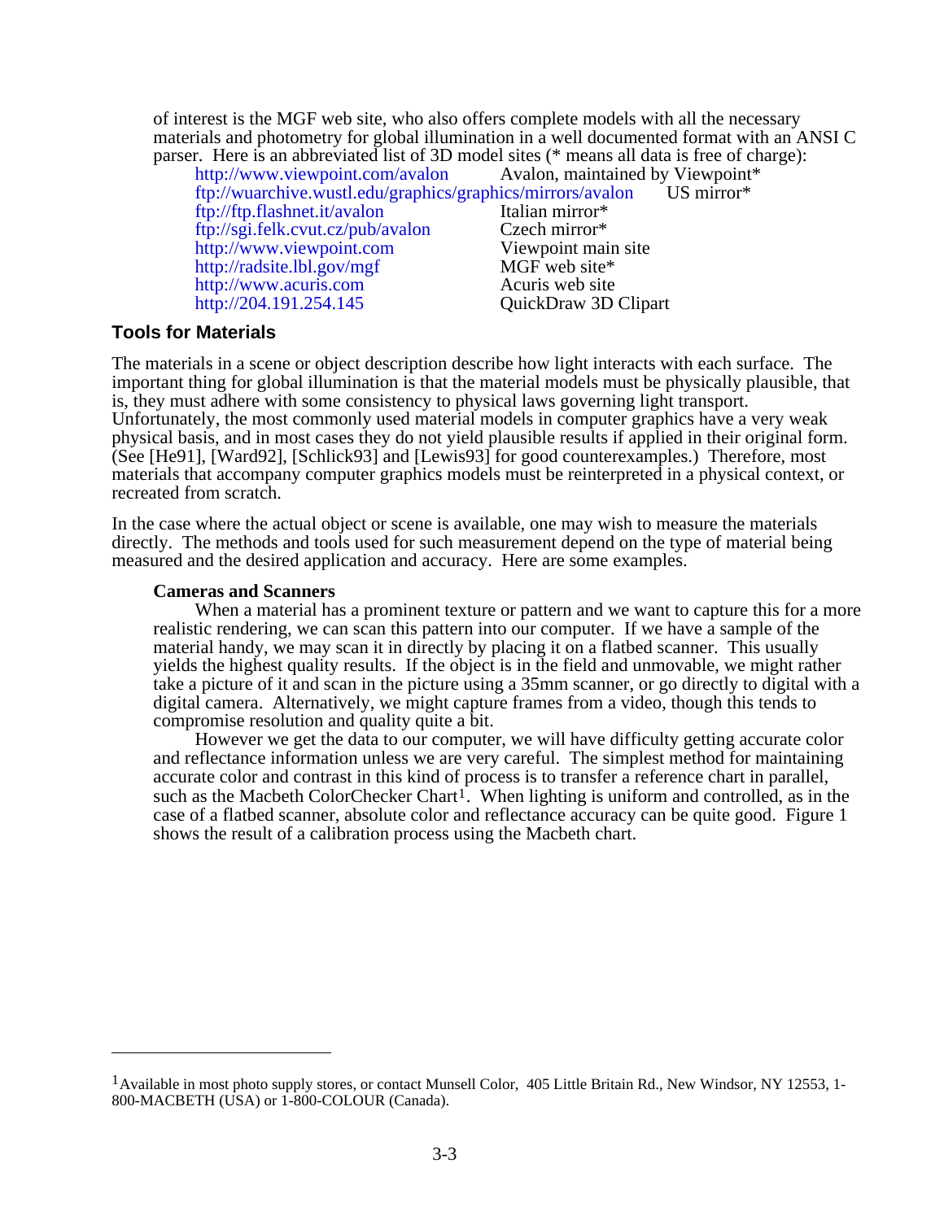of interest is the MGF web site, who also offers complete models with all the necessary materials and photometry for global illumination in a well documented format with an ANSI C parser. Here is an abbreviated list of 3D model sites (* means all data is free of charge):

| | |
|---|---|
| http://www.viewpoint.com/avalon | Avalon, maintained by Viewpoint* |
| ftp://wuarchive.wustl.edu/graphics/graphics/mirrors/avalon | US mirror* |
| ftp://ftp.flashnet.it/avalon | Italian mirror* |
| ftp://sgi.felk.cvut.cz/pub/avalon | Czech mirror* |
| http://www.viewpoint.com | Viewpoint main site |
| http://radsite.lbl.gov/mgf | MGF web site* |
| http://www.acuris.com | Acuris web site |
| http://204.191.254.145 | QuickDraw 3D Clipart |

## Tools for Materials

The materials in a scene or object description describe how light interacts with each surface. The important thing for global illumination is that the material models must be physically plausible, that is, they must adhere with some consistency to physical laws governing light transport. Unfortunately, the most commonly used material models in computer graphics have a very weak physical basis, and in most cases they do not yield plausible results if applied in their original form. (See [He91], [Ward92], [Schlick93] and [Lewis93] for good counterexamples.) Therefore, most materials that accompany computer graphics models must be reinterpreted in a physical context, or recreated from scratch.

In the case where the actual object or scene is available, one may wish to measure the materials directly. The methods and tools used for such measurement depend on the type of material being measured and the desired application and accuracy. Here are some examples.

### Cameras and Scanners

When a material has a prominent texture or pattern and we want to capture this for a more realistic rendering, we can scan this pattern into our computer. If we have a sample of the material handy, we may scan it in directly by placing it on a flatbed scanner. This usually yields the highest quality results. If the object is in the field and unmovable, we might rather take a picture of it and scan in the picture using a 35mm scanner, or go directly to digital with a digital camera. Alternatively, we might capture frames from a video, though this tends to compromise resolution and quality quite a bit.

However we get the data to our computer, we will have difficulty getting accurate color and reflectance information unless we are very careful. The simplest method for maintaining accurate color and contrast in this kind of process is to transfer a reference chart in parallel, such as the Macbeth ColorChecker Chart[1]. When lighting is uniform and controlled, as in the case of a flatbed scanner, absolute color and reflectance accuracy can be quite good. Figure 1 shows the result of a calibration process using the Macbeth chart.

---

[1] Available in most photo supply stores, or contact Munsell Color, 405 Little Britain Rd., New Windsor, NY 12553, 1-800-MACBETH (USA) or 1-800-COLOUR (Canada).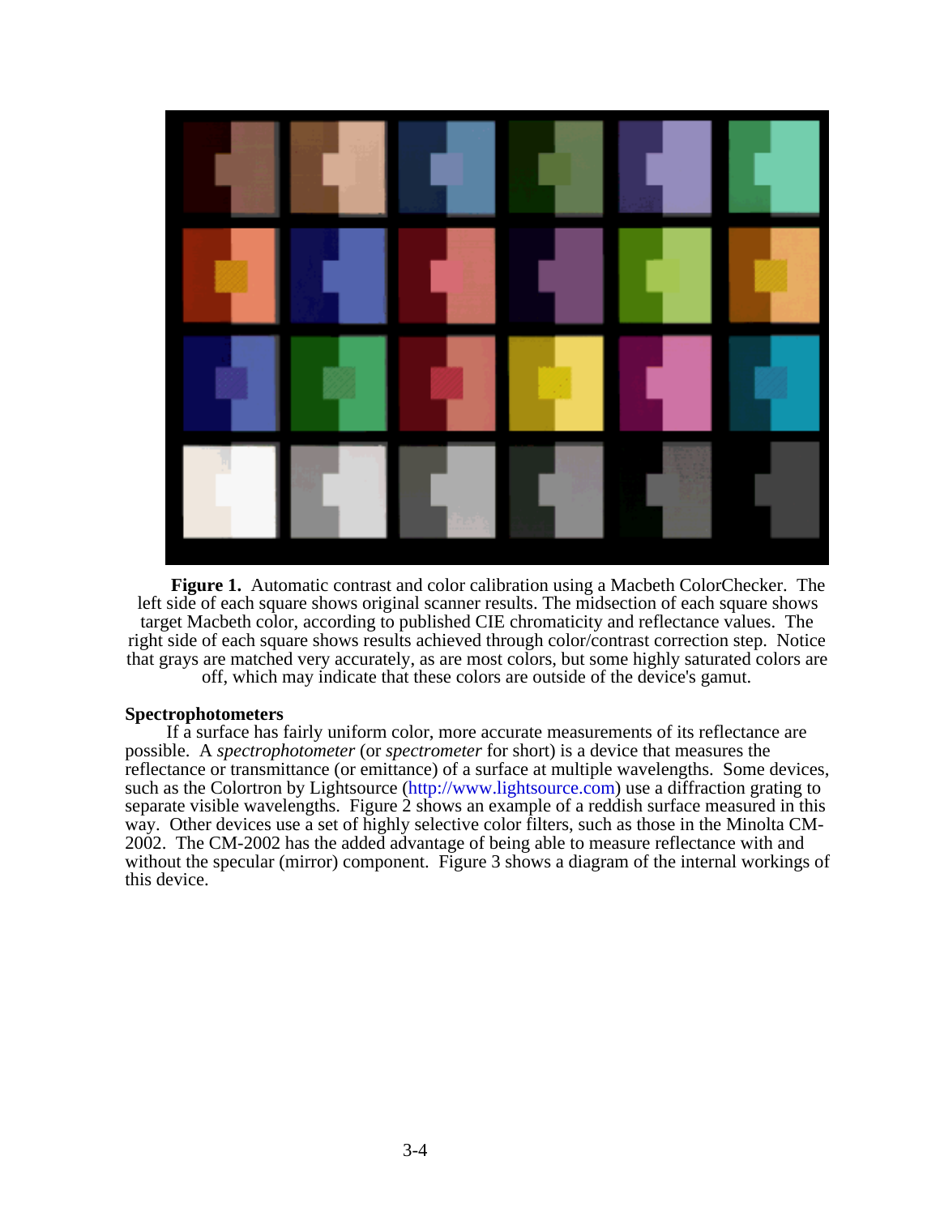**Figure 1.** Automatic contrast and color calibration using a Macbeth ColorChecker. The left side of each square shows original scanner results. The midsection of each square shows target Macbeth color, according to published CIE chromaticity and reflectance values. The right side of each square shows results achieved through color/contrast correction step. Notice that grays are matched very accurately, as are most colors, but some highly saturated colors are off, which may indicate that these colors are outside of the device's gamut.

**Spectrophotometers**

If a surface has fairly uniform color, more accurate measurements of its reflectance are possible. A *spectrophotometer* (or *spectrometer* for short) is a device that measures the reflectance or transmittance (or emittance) of a surface at multiple wavelengths. Some devices, such as the Colortron by Lightsource (http://www.lightsource.com) use a diffraction grating to separate visible wavelengths. Figure 2 shows an example of a reddish surface measured in this way. Other devices use a set of highly selective color filters, such as those in the Minolta CM-2002. The CM-2002 has the added advantage of being able to measure reflectance with and without the specular (mirror) component. Figure 3 shows a diagram of the internal workings of this device.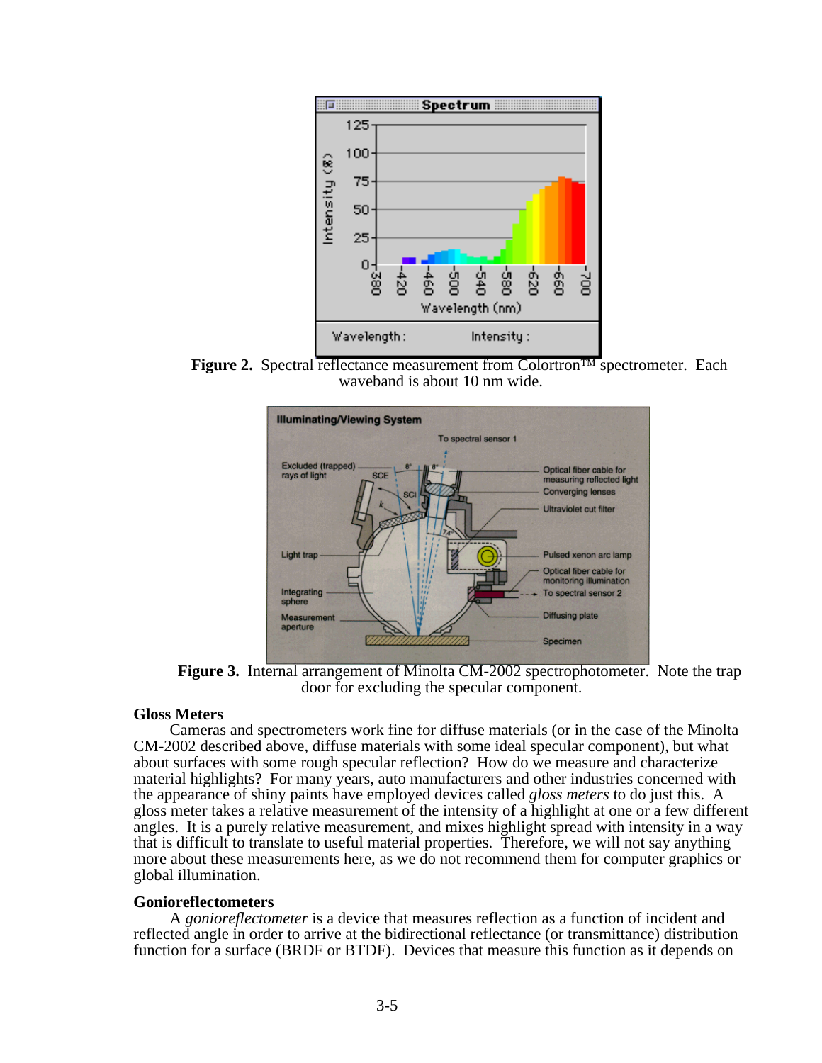**Figure 2.** Spectral reflectance measurement from Colortron™ spectrometer. Each waveband is about 10 nm wide.

**Figure 3.** Internal arrangement of Minolta CM-2002 spectrophotometer. Note the trap door for excluding the specular component.

### Gloss Meters

Cameras and spectrometers work fine for diffuse materials (or in the case of the Minolta CM-2002 described above, diffuse materials with some ideal specular component), but what about surfaces with some rough specular reflection? How do we measure and characterize material highlights? For many years, auto manufacturers and other industries concerned with the appearance of shiny paints have employed devices called *gloss meters* to do just this. A gloss meter takes a relative measurement of the intensity of a highlight at one or a few different angles. It is a purely relative measurement, and mixes highlight spread with intensity in a way that is difficult to translate to useful material properties. Therefore, we will not say anything more about these measurements here, as we do not recommend them for computer graphics or global illumination.

### Gonioreflectometers

A *gonioreflectometer* is a device that measures reflection as a function of incident and reflected angle in order to arrive at the bidirectional reflectance (or transmittance) distribution function for a surface (BRDF or BTDF). Devices that measure this function as it depends on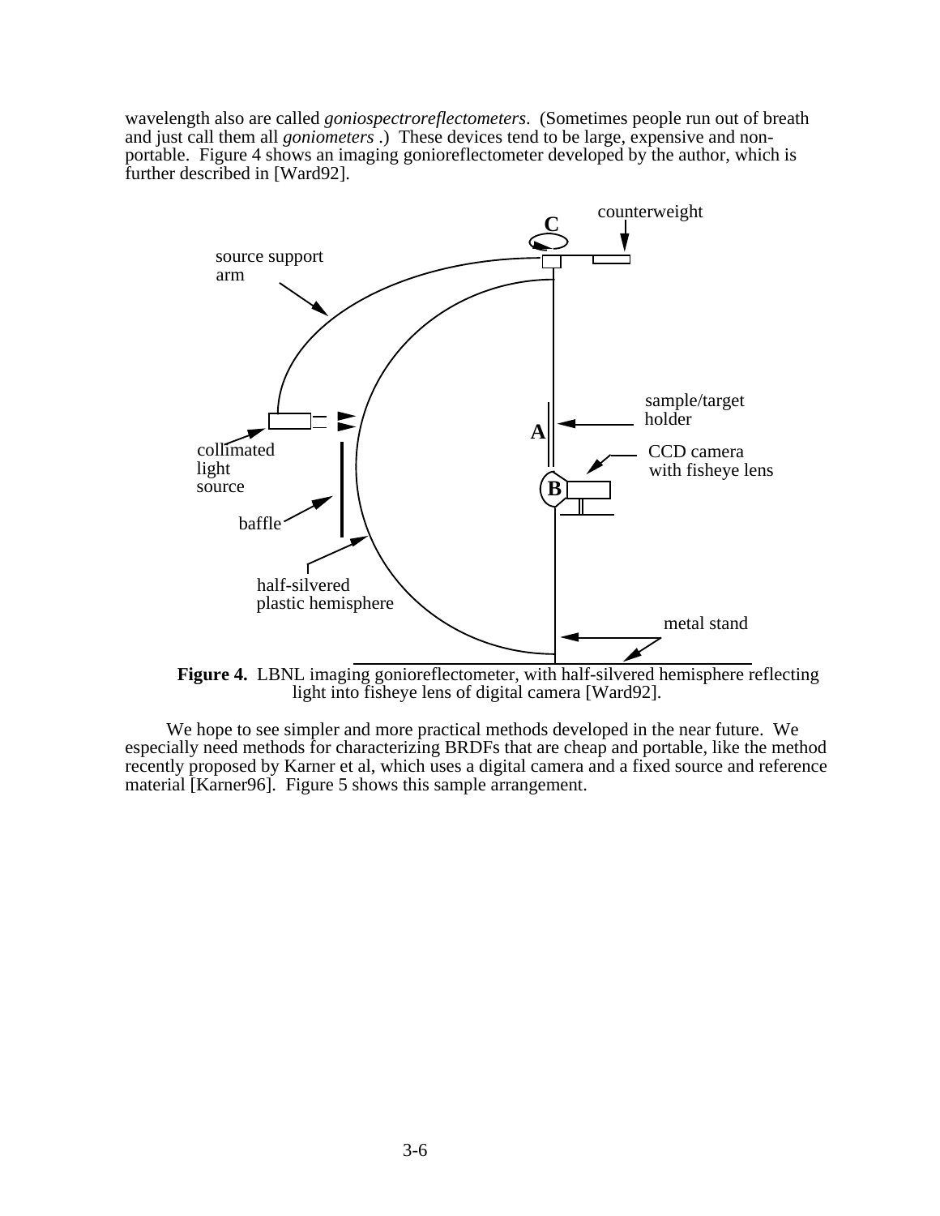wavelength also are called *goniospectroreflectometers*. (Sometimes people run out of breath and just call them all *goniometers* .) These devices tend to be large, expensive and non-portable. Figure 4 shows an imaging gonioreflectometer developed by the author, which is further described in [Ward92].

**Figure 4.** LBNL imaging gonioreflectometer, with half-silvered hemisphere reflecting light into fisheye lens of digital camera [Ward92].

We hope to see simpler and more practical methods developed in the near future. We especially need methods for characterizing BRDFs that are cheap and portable, like the method recently proposed by Karner et al, which uses a digital camera and a fixed source and reference material [Karner96]. Figure 5 shows this sample arrangement.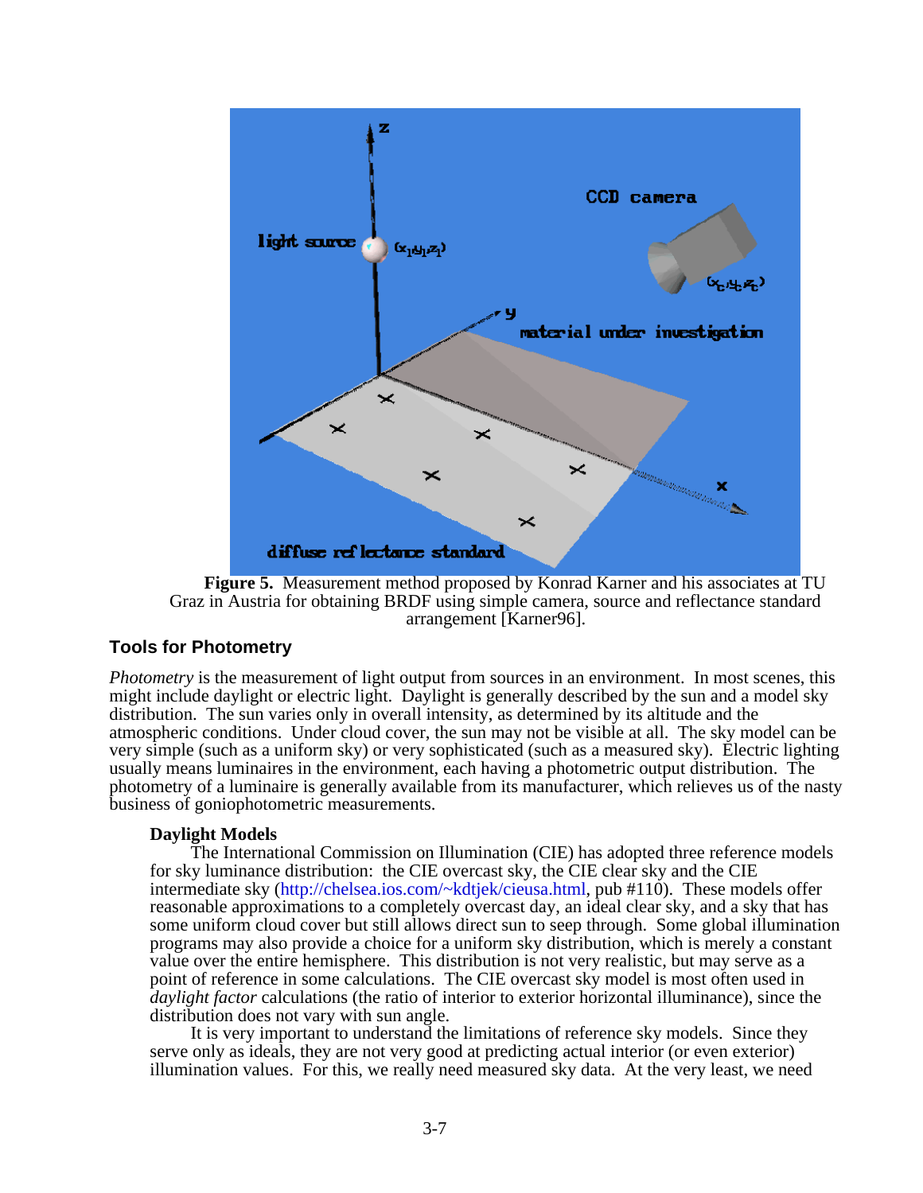**Figure 5.** Measurement method proposed by Konrad Karner and his associates at TU Graz in Austria for obtaining BRDF using simple camera, source and reflectance standard arrangement [Karner96].

## Tools for Photometry

*Photometry* is the measurement of light output from sources in an environment. In most scenes, this might include daylight or electric light. Daylight is generally described by the sun and a model sky distribution. The sun varies only in overall intensity, as determined by its altitude and the atmospheric conditions. Under cloud cover, the sun may not be visible at all. The sky model can be very simple (such as a uniform sky) or very sophisticated (such as a measured sky). Electric lighting usually means luminaires in the environment, each having a photometric output distribution. The photometry of a luminaire is generally available from its manufacturer, which relieves us of the nasty business of goniophotometric measurements.

### Daylight Models

The International Commission on Illumination (CIE) has adopted three reference models for sky luminance distribution: the CIE overcast sky, the CIE clear sky and the CIE intermediate sky (http://chelsea.ios.com/~kdtjek/cieusa.html, pub #110). These models offer reasonable approximations to a completely overcast day, an ideal clear sky, and a sky that has some uniform cloud cover but still allows direct sun to seep through. Some global illumination programs may also provide a choice for a uniform sky distribution, which is merely a constant value over the entire hemisphere. This distribution is not very realistic, but may serve as a point of reference in some calculations. The CIE overcast sky model is most often used in *daylight factor* calculations (the ratio of interior to exterior horizontal illuminance), since the distribution does not vary with sun angle.

It is very important to understand the limitations of reference sky models. Since they serve only as ideals, they are not very good at predicting actual interior (or even exterior) illumination values. For this, we really need measured sky data. At the very least, we need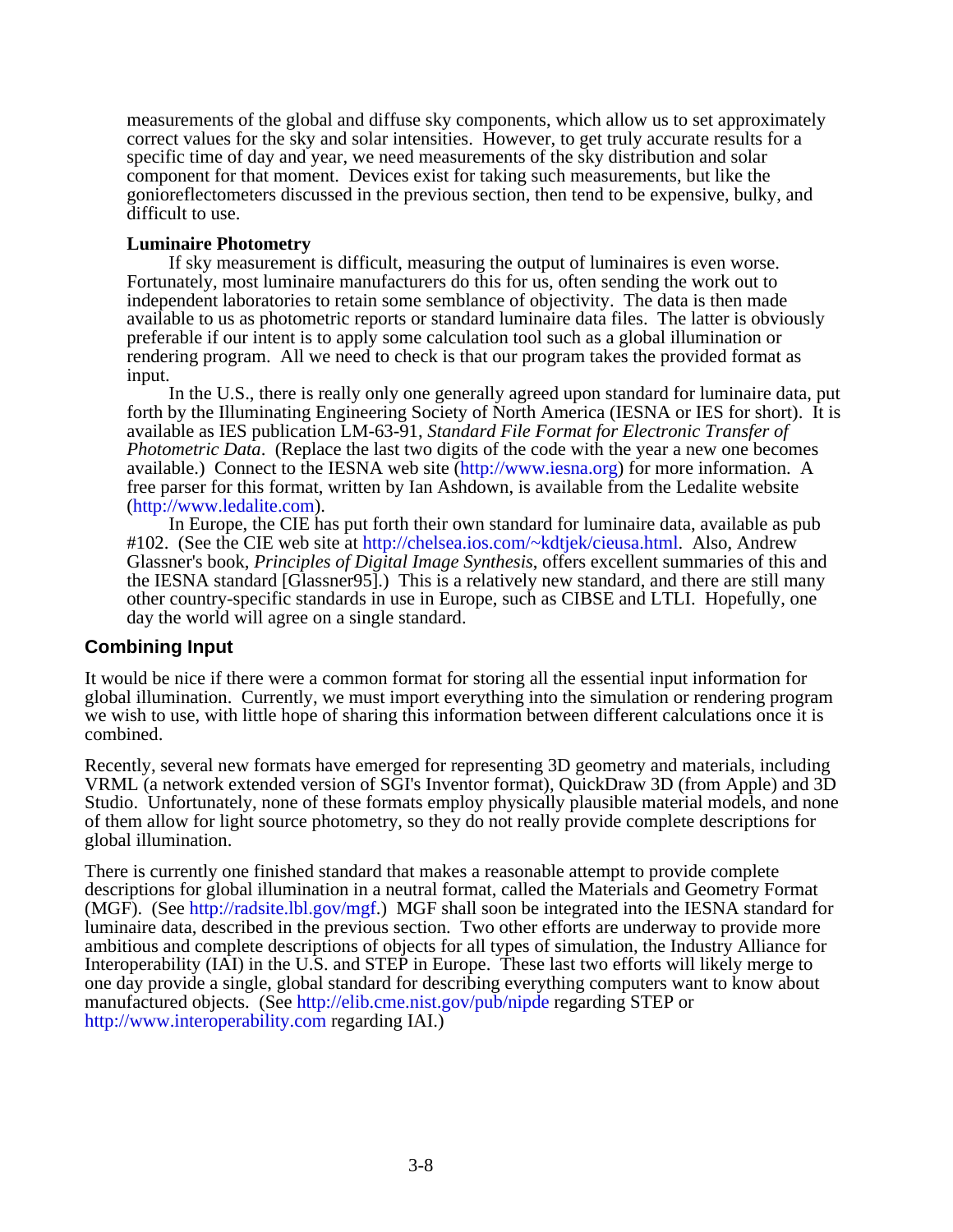measurements of the global and diffuse sky components, which allow us to set approximately correct values for the sky and solar intensities. However, to get truly accurate results for a specific time of day and year, we need measurements of the sky distribution and solar component for that moment. Devices exist for taking such measurements, but like the gonioreflectometers discussed in the previous section, then tend to be expensive, bulky, and difficult to use.

**Luminaire Photometry**

If sky measurement is difficult, measuring the output of luminaires is even worse. Fortunately, most luminaire manufacturers do this for us, often sending the work out to independent laboratories to retain some semblance of objectivity. The data is then made available to us as photometric reports or standard luminaire data files. The latter is obviously preferable if our intent is to apply some calculation tool such as a global illumination or rendering program. All we need to check is that our program takes the provided format as input.

In the U.S., there is really only one generally agreed upon standard for luminaire data, put forth by the Illuminating Engineering Society of North America (IESNA or IES for short). It is available as IES publication LM-63-91, *Standard File Format for Electronic Transfer of Photometric Data*. (Replace the last two digits of the code with the year a new one becomes available.) Connect to the IESNA web site (http://www.iesna.org) for more information. A free parser for this format, written by Ian Ashdown, is available from the Ledalite website (http://www.ledalite.com).

In Europe, the CIE has put forth their own standard for luminaire data, available as pub #102. (See the CIE web site at http://chelsea.ios.com/~kdtjek/cieusa.html. Also, Andrew Glassner's book, *Principles of Digital Image Synthesis*, offers excellent summaries of this and the IESNA standard [Glassner95].) This is a relatively new standard, and there are still many other country-specific standards in use in Europe, such as CIBSE and LTLI. Hopefully, one day the world will agree on a single standard.

## Combining Input

It would be nice if there were a common format for storing all the essential input information for global illumination. Currently, we must import everything into the simulation or rendering program we wish to use, with little hope of sharing this information between different calculations once it is combined.

Recently, several new formats have emerged for representing 3D geometry and materials, including VRML (a network extended version of SGI's Inventor format), QuickDraw 3D (from Apple) and 3D Studio. Unfortunately, none of these formats employ physically plausible material models, and none of them allow for light source photometry, so they do not really provide complete descriptions for global illumination.

There is currently one finished standard that makes a reasonable attempt to provide complete descriptions for global illumination in a neutral format, called the Materials and Geometry Format (MGF). (See http://radsite.lbl.gov/mgf.) MGF shall soon be integrated into the IESNA standard for luminaire data, described in the previous section. Two other efforts are underway to provide more ambitious and complete descriptions of objects for all types of simulation, the Industry Alliance for Interoperability (IAI) in the U.S. and STEP in Europe. These last two efforts will likely merge to one day provide a single, global standard for describing everything computers want to know about manufactured objects. (See http://elib.cme.nist.gov/pub/nipde regarding STEP or http://www.interoperability.com regarding IAI.)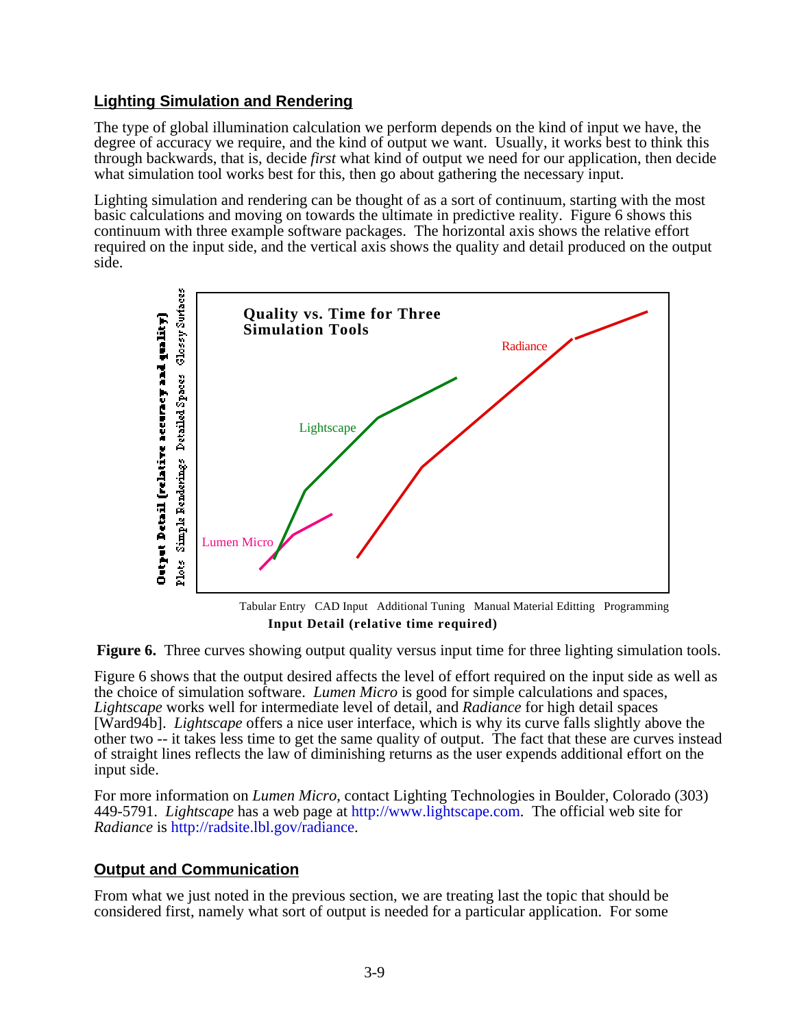## Lighting Simulation and Rendering

The type of global illumination calculation we perform depends on the kind of input we have, the degree of accuracy we require, and the kind of output we want. Usually, it works best to think this through backwards, that is, decide *first* what kind of output we need for our application, then decide what simulation tool works best for this, then go about gathering the necessary input.

Lighting simulation and rendering can be thought of as a sort of continuum, starting with the most basic calculations and moving on towards the ultimate in predictive reality. Figure 6 shows this continuum with three example software packages. The horizontal axis shows the relative effort required on the input side, and the vertical axis shows the quality and detail produced on the output side.

**Figure 6.** Three curves showing output quality versus input time for three lighting simulation tools.

Figure 6 shows that the output desired affects the level of effort required on the input side as well as the choice of simulation software. *Lumen Micro* is good for simple calculations and spaces, *Lightscape* works well for intermediate level of detail, and *Radiance* for high detail spaces [Ward94b]. *Lightscape* offers a nice user interface, which is why its curve falls slightly above the other two -- it takes less time to get the same quality of output. The fact that these are curves instead of straight lines reflects the law of diminishing returns as the user expends additional effort on the input side.

For more information on *Lumen Micro*, contact Lighting Technologies in Boulder, Colorado (303) 449-5791. *Lightscape* has a web page at http://www.lightscape.com. The official web site for *Radiance* is http://radsite.lbl.gov/radiance.

## Output and Communication

From what we just noted in the previous section, we are treating last the topic that should be considered first, namely what sort of output is needed for a particular application. For some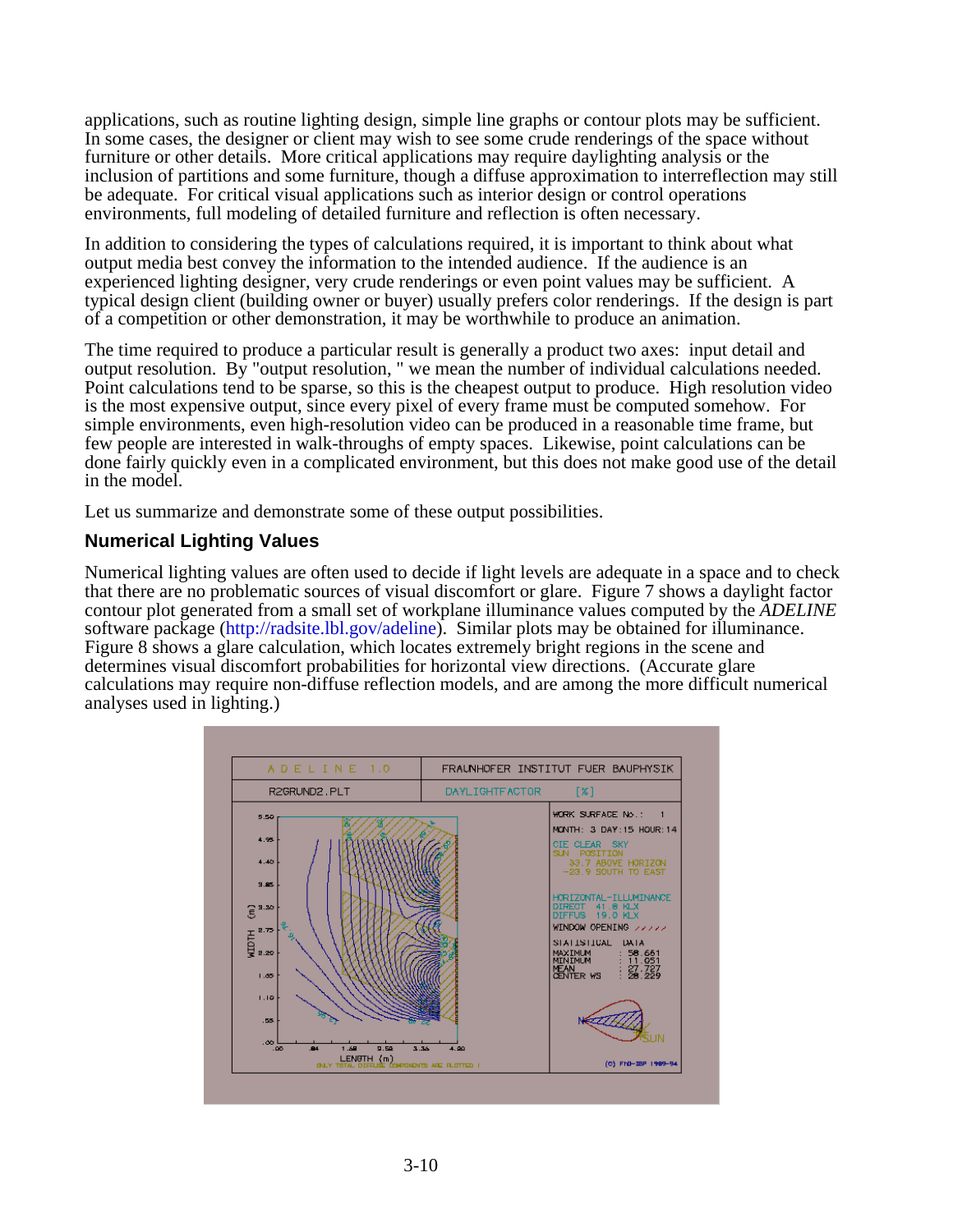applications, such as routine lighting design, simple line graphs or contour plots may be sufficient. In some cases, the designer or client may wish to see some crude renderings of the space without furniture or other details. More critical applications may require daylighting analysis or the inclusion of partitions and some furniture, though a diffuse approximation to interreflection may still be adequate. For critical visual applications such as interior design or control operations environments, full modeling of detailed furniture and reflection is often necessary.

In addition to considering the types of calculations required, it is important to think about what output media best convey the information to the intended audience. If the audience is an experienced lighting designer, very crude renderings or even point values may be sufficient. A typical design client (building owner or buyer) usually prefers color renderings. If the design is part of a competition or other demonstration, it may be worthwhile to produce an animation.

The time required to produce a particular result is generally a product two axes: input detail and output resolution. By "output resolution, " we mean the number of individual calculations needed. Point calculations tend to be sparse, so this is the cheapest output to produce. High resolution video is the most expensive output, since every pixel of every frame must be computed somehow. For simple environments, even high-resolution video can be produced in a reasonable time frame, but few people are interested in walk-throughs of empty spaces. Likewise, point calculations can be done fairly quickly even in a complicated environment, but this does not make good use of the detail in the model.

Let us summarize and demonstrate some of these output possibilities.

### Numerical Lighting Values

Numerical lighting values are often used to decide if light levels are adequate in a space and to check that there are no problematic sources of visual discomfort or glare. Figure 7 shows a daylight factor contour plot generated from a small set of workplane illuminance values computed by the *ADELINE* software package (http://radsite.lbl.gov/adeline). Similar plots may be obtained for illuminance. Figure 8 shows a glare calculation, which locates extremely bright regions in the scene and determines visual discomfort probabilities for horizontal view directions. (Accurate glare calculations may require non-diffuse reflection models, and are among the more difficult numerical analyses used in lighting.)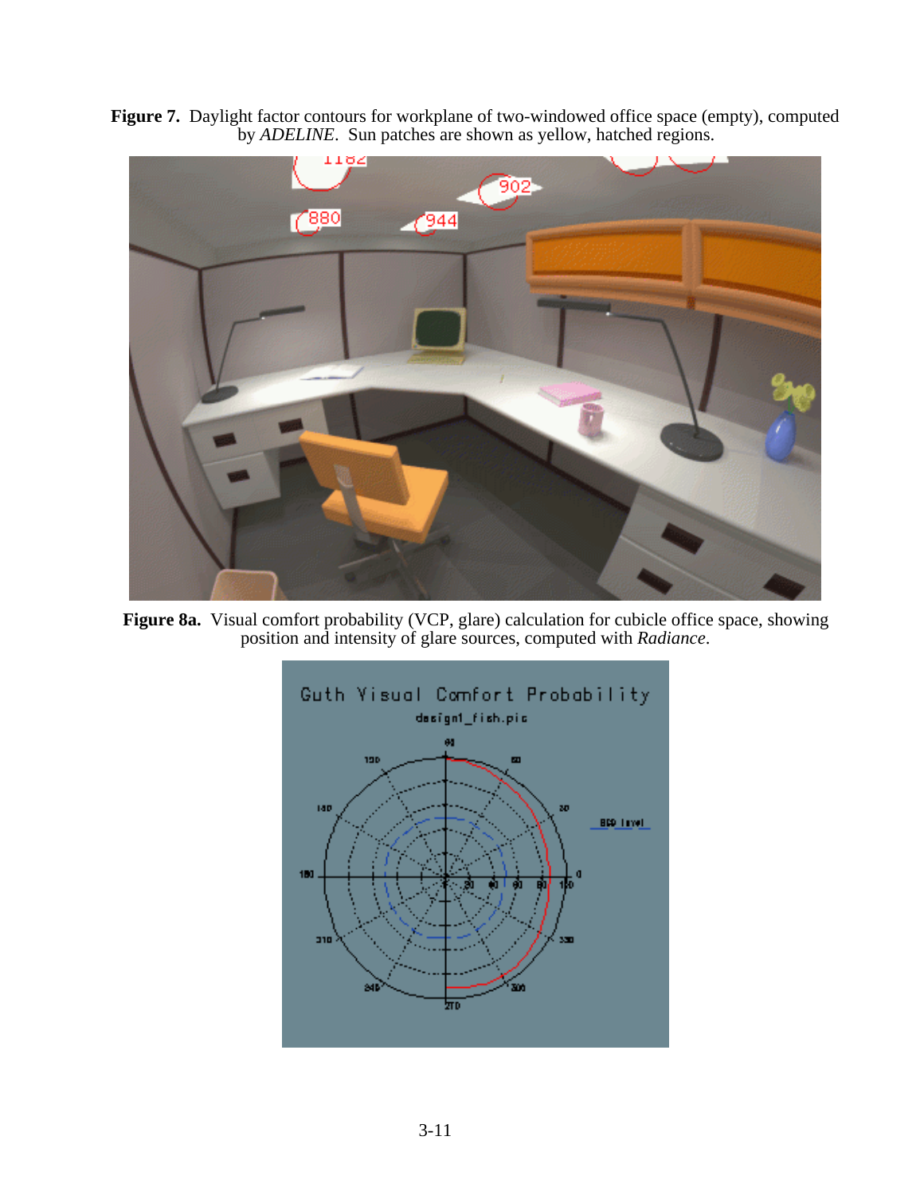**Figure 7.** Daylight factor contours for workplane of two-windowed office space (empty), computed by *ADELINE*. Sun patches are shown as yellow, hatched regions.

**Figure 8a.** Visual comfort probability (VCP, glare) calculation for cubicle office space, showing position and intensity of glare sources, computed with *Radiance*.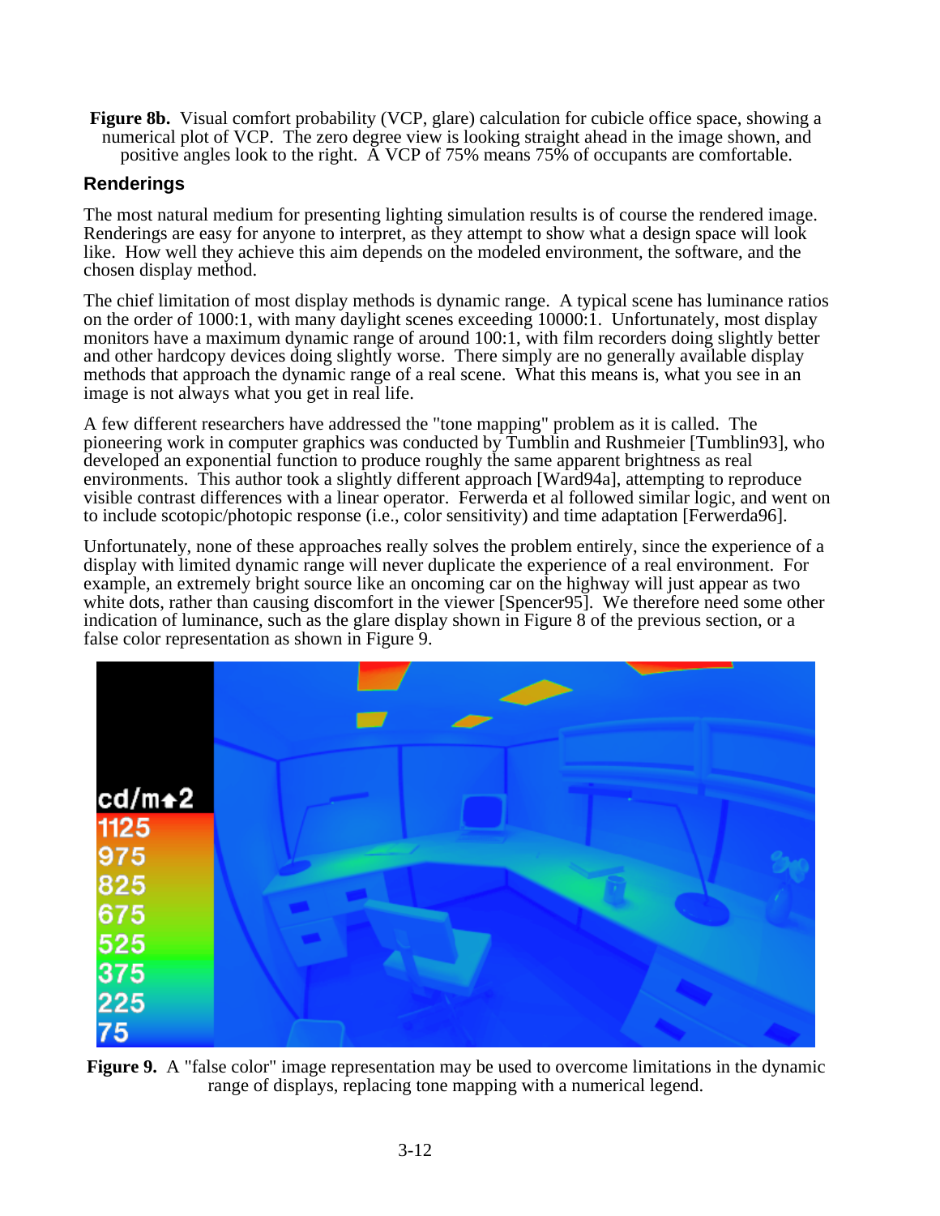**Figure 8b.** Visual comfort probability (VCP, glare) calculation for cubicle office space, showing a numerical plot of VCP. The zero degree view is looking straight ahead in the image shown, and positive angles look to the right. A VCP of 75% means 75% of occupants are comfortable.

## Renderings

The most natural medium for presenting lighting simulation results is of course the rendered image. Renderings are easy for anyone to interpret, as they attempt to show what a design space will look like. How well they achieve this aim depends on the modeled environment, the software, and the chosen display method.

The chief limitation of most display methods is dynamic range. A typical scene has luminance ratios on the order of 1000:1, with many daylight scenes exceeding 10000:1. Unfortunately, most display monitors have a maximum dynamic range of around 100:1, with film recorders doing slightly better and other hardcopy devices doing slightly worse. There simply are no generally available display methods that approach the dynamic range of a real scene. What this means is, what you see in an image is not always what you get in real life.

A few different researchers have addressed the "tone mapping" problem as it is called. The pioneering work in computer graphics was conducted by Tumblin and Rushmeier [Tumblin93], who developed an exponential function to produce roughly the same apparent brightness as real environments. This author took a slightly different approach [Ward94a], attempting to reproduce visible contrast differences with a linear operator. Ferwerda et al followed similar logic, and went on to include scotopic/photopic response (i.e., color sensitivity) and time adaptation [Ferwerda96].

Unfortunately, none of these approaches really solves the problem entirely, since the experience of a display with limited dynamic range will never duplicate the experience of a real environment. For example, an extremely bright source like an oncoming car on the highway will just appear as two white dots, rather than causing discomfort in the viewer [Spencer95]. We therefore need some other indication of luminance, such as the glare display shown in Figure 8 of the previous section, or a false color representation as shown in Figure 9.

**Figure 9.** A "false color" image representation may be used to overcome limitations in the dynamic range of displays, replacing tone mapping with a numerical legend.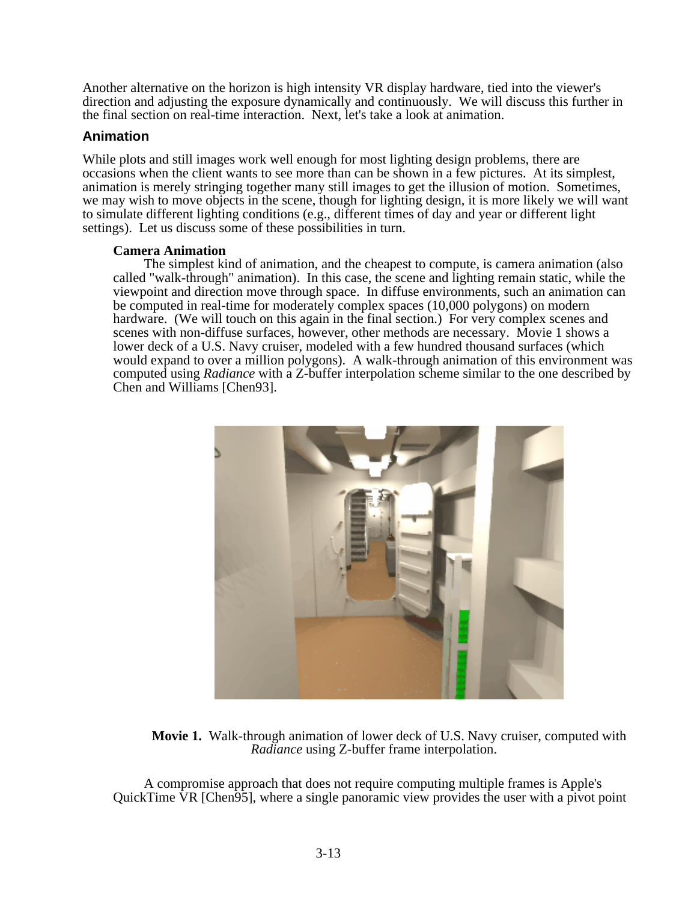Another alternative on the horizon is high intensity VR display hardware, tied into the viewer's direction and adjusting the exposure dynamically and continuously. We will discuss this further in the final section on real-time interaction. Next, let's take a look at animation.

## Animation

While plots and still images work well enough for most lighting design problems, there are occasions when the client wants to see more than can be shown in a few pictures. At its simplest, animation is merely stringing together many still images to get the illusion of motion. Sometimes, we may wish to move objects in the scene, though for lighting design, it is more likely we will want to simulate different lighting conditions (e.g., different times of day and year or different light settings). Let us discuss some of these possibilities in turn.

### Camera Animation

The simplest kind of animation, and the cheapest to compute, is camera animation (also called "walk-through" animation). In this case, the scene and lighting remain static, while the viewpoint and direction move through space. In diffuse environments, such an animation can be computed in real-time for moderately complex spaces (10,000 polygons) on modern hardware. (We will touch on this again in the final section.) For very complex scenes and scenes with non-diffuse surfaces, however, other methods are necessary. Movie 1 shows a lower deck of a U.S. Navy cruiser, modeled with a few hundred thousand surfaces (which would expand to over a million polygons). A walk-through animation of this environment was computed using *Radiance* with a Z-buffer interpolation scheme similar to the one described by Chen and Williams [Chen93].

**Movie 1.** Walk-through animation of lower deck of U.S. Navy cruiser, computed with *Radiance* using Z-buffer frame interpolation.

A compromise approach that does not require computing multiple frames is Apple's QuickTime VR [Chen95], where a single panoramic view provides the user with a pivot point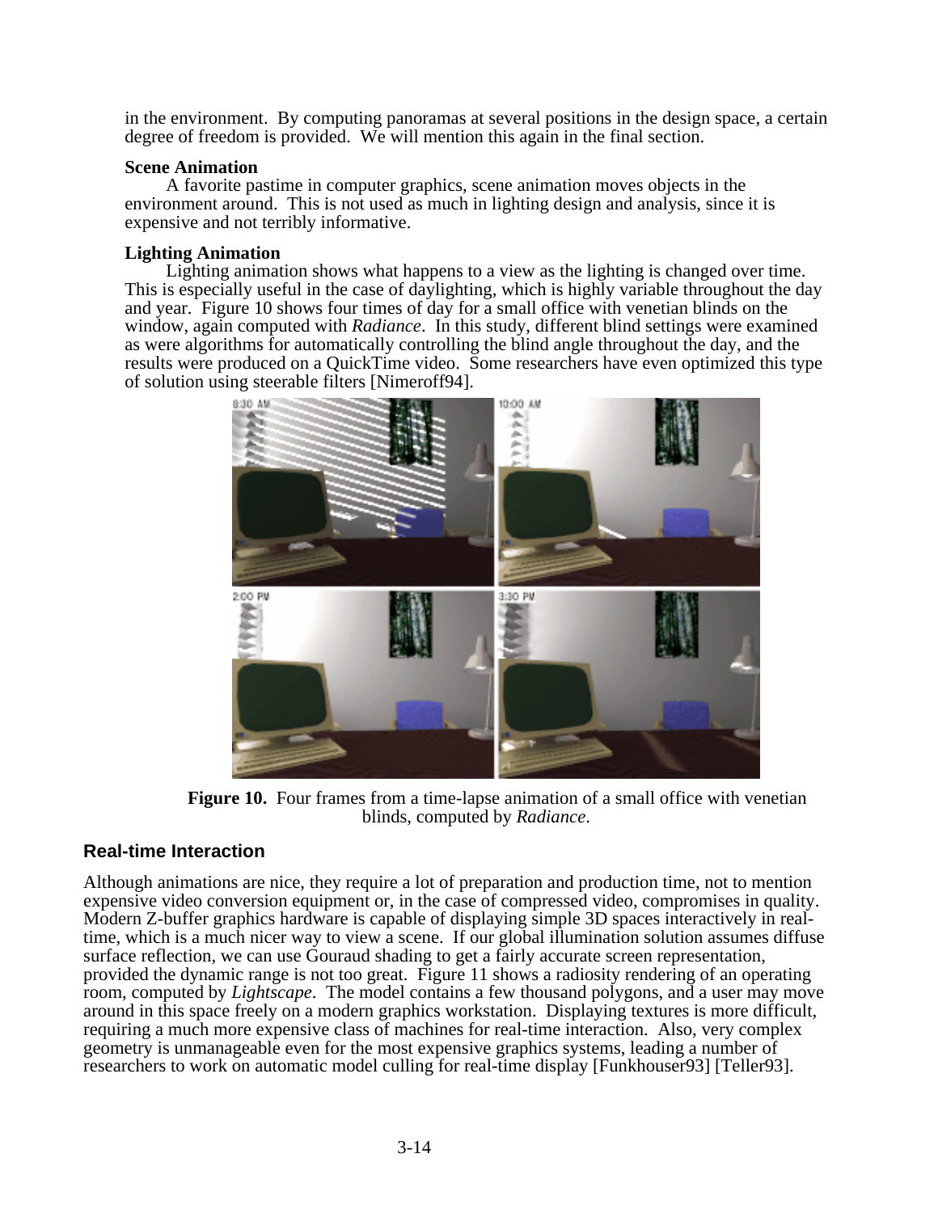in the environment. By computing panoramas at several positions in the design space, a certain degree of freedom is provided. We will mention this again in the final section.

**Scene Animation**

A favorite pastime in computer graphics, scene animation moves objects in the environment around. This is not used as much in lighting design and analysis, since it is expensive and not terribly informative.

**Lighting Animation**

Lighting animation shows what happens to a view as the lighting is changed over time. This is especially useful in the case of daylighting, which is highly variable throughout the day and year. Figure 10 shows four times of day for a small office with venetian blinds on the window, again computed with *Radiance*. In this study, different blind settings were examined as were algorithms for automatically controlling the blind angle throughout the day, and the results were produced on a QuickTime video. Some researchers have even optimized this type of solution using steerable filters [Nimeroff94].

**Figure 10.** Four frames from a time-lapse animation of a small office with venetian blinds, computed by *Radiance*.

## Real-time Interaction

Although animations are nice, they require a lot of preparation and production time, not to mention expensive video conversion equipment or, in the case of compressed video, compromises in quality. Modern Z-buffer graphics hardware is capable of displaying simple 3D spaces interactively in real-time, which is a much nicer way to view a scene. If our global illumination solution assumes diffuse surface reflection, we can use Gouraud shading to get a fairly accurate screen representation, provided the dynamic range is not too great. Figure 11 shows a radiosity rendering of an operating room, computed by *Lightscape*. The model contains a few thousand polygons, and a user may move around in this space freely on a modern graphics workstation. Displaying textures is more difficult, requiring a much more expensive class of machines for real-time interaction. Also, very complex geometry is unmanageable even for the most expensive graphics systems, leading a number of researchers to work on automatic model culling for real-time display [Funkhouser93] [Teller93].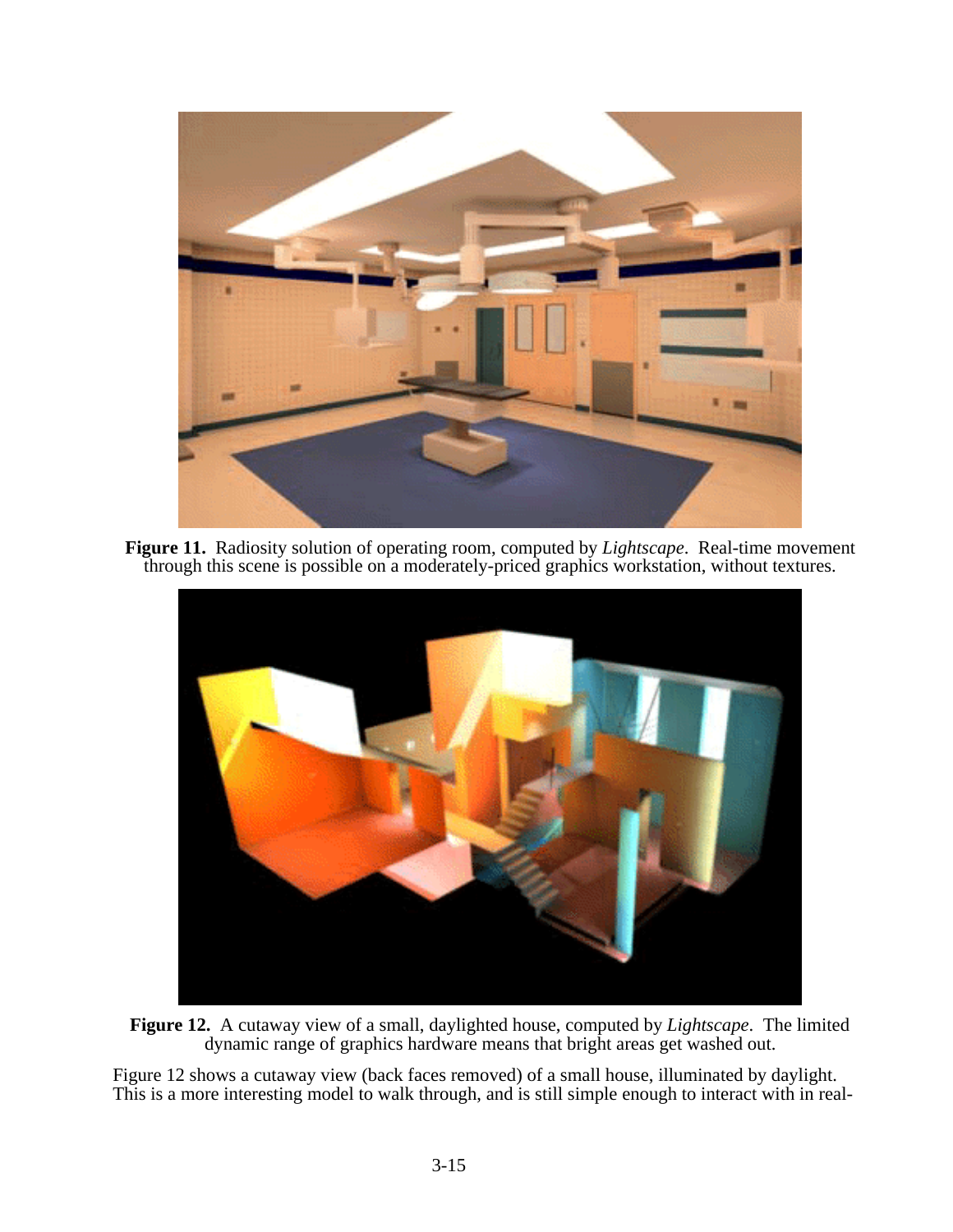**Figure 11.** Radiosity solution of operating room, computed by *Lightscape*. Real-time movement through this scene is possible on a moderately-priced graphics workstation, without textures.

**Figure 12.** A cutaway view of a small, daylighted house, computed by *Lightscape*. The limited dynamic range of graphics hardware means that bright areas get washed out.

Figure 12 shows a cutaway view (back faces removed) of a small house, illuminated by daylight. This is a more interesting model to walk through, and is still simple enough to interact with in real-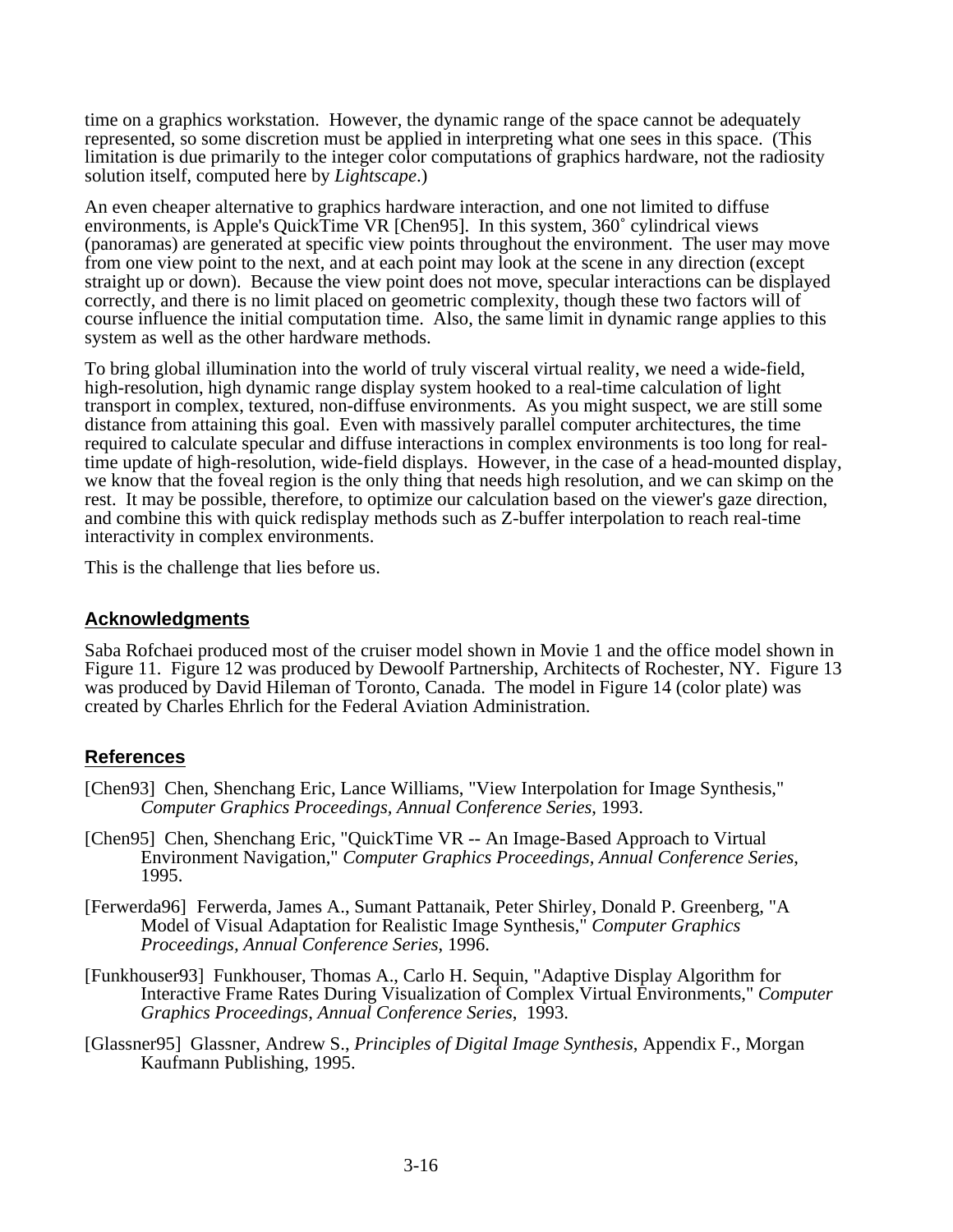time on a graphics workstation. However, the dynamic range of the space cannot be adequately represented, so some discretion must be applied in interpreting what one sees in this space. (This limitation is due primarily to the integer color computations of graphics hardware, not the radiosity solution itself, computed here by *Lightscape*.)

An even cheaper alternative to graphics hardware interaction, and one not limited to diffuse environments, is Apple's QuickTime VR [Chen95]. In this system, 360˚ cylindrical views (panoramas) are generated at specific view points throughout the environment. The user may move from one view point to the next, and at each point may look at the scene in any direction (except straight up or down). Because the view point does not move, specular interactions can be displayed correctly, and there is no limit placed on geometric complexity, though these two factors will of course influence the initial computation time. Also, the same limit in dynamic range applies to this system as well as the other hardware methods.

To bring global illumination into the world of truly visceral virtual reality, we need a wide-field, high-resolution, high dynamic range display system hooked to a real-time calculation of light transport in complex, textured, non-diffuse environments. As you might suspect, we are still some distance from attaining this goal. Even with massively parallel computer architectures, the time required to calculate specular and diffuse interactions in complex environments is too long for real-time update of high-resolution, wide-field displays. However, in the case of a head-mounted display, we know that the foveal region is the only thing that needs high resolution, and we can skimp on the rest. It may be possible, therefore, to optimize our calculation based on the viewer's gaze direction, and combine this with quick redisplay methods such as Z-buffer interpolation to reach real-time interactivity in complex environments.

This is the challenge that lies before us.

## Acknowledgments

Saba Rofchaei produced most of the cruiser model shown in Movie 1 and the office model shown in Figure 11. Figure 12 was produced by Dewoolf Partnership, Architects of Rochester, NY. Figure 13 was produced by David Hileman of Toronto, Canada. The model in Figure 14 (color plate) was created by Charles Ehrlich for the Federal Aviation Administration.

## References

[Chen93] Chen, Shenchang Eric, Lance Williams, "View Interpolation for Image Synthesis," *Computer Graphics Proceedings, Annual Conference Series*, 1993.

[Chen95] Chen, Shenchang Eric, "QuickTime VR -- An Image-Based Approach to Virtual Environment Navigation," *Computer Graphics Proceedings, Annual Conference Series*, 1995.

[Ferwerda96] Ferwerda, James A., Sumant Pattanaik, Peter Shirley, Donald P. Greenberg, "A Model of Visual Adaptation for Realistic Image Synthesis," *Computer Graphics Proceedings, Annual Conference Series*, 1996.

[Funkhouser93] Funkhouser, Thomas A., Carlo H. Sequin, "Adaptive Display Algorithm for Interactive Frame Rates During Visualization of Complex Virtual Environments," *Computer Graphics Proceedings, Annual Conference Series*, 1993.

[Glassner95] Glassner, Andrew S., *Principles of Digital Image Synthesis*, Appendix F., Morgan Kaufmann Publishing, 1995.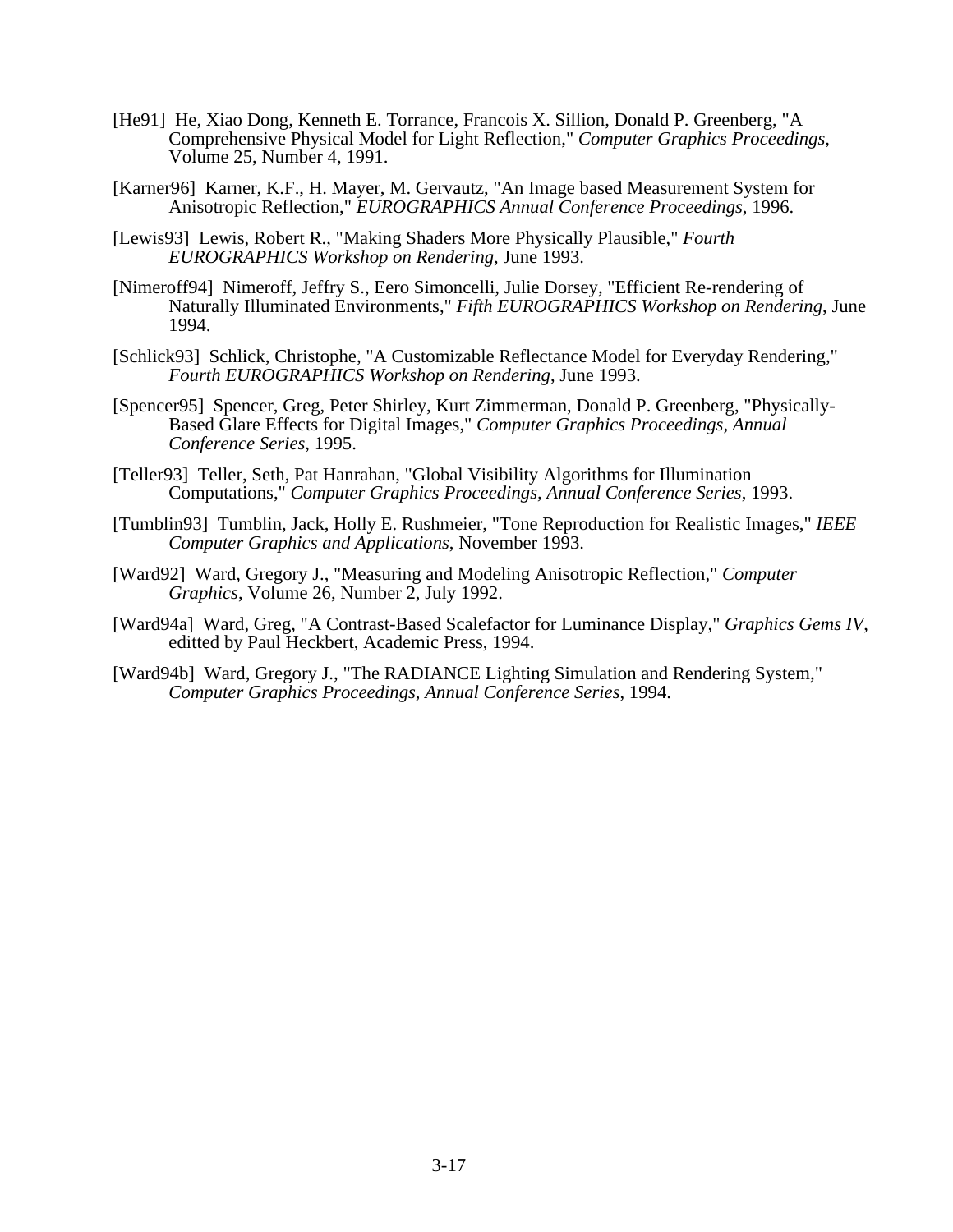[He91] He, Xiao Dong, Kenneth E. Torrance, Francois X. Sillion, Donald P. Greenberg, "A Comprehensive Physical Model for Light Reflection," *Computer Graphics Proceedings*, Volume 25, Number 4, 1991.

[Karner96] Karner, K.F., H. Mayer, M. Gervautz, "An Image based Measurement System for Anisotropic Reflection," *EUROGRAPHICS Annual Conference Proceedings*, 1996.

[Lewis93] Lewis, Robert R., "Making Shaders More Physically Plausible," *Fourth EUROGRAPHICS Workshop on Rendering*, June 1993.

[Nimeroff94] Nimeroff, Jeffry S., Eero Simoncelli, Julie Dorsey, "Efficient Re-rendering of Naturally Illuminated Environments," *Fifth EUROGRAPHICS Workshop on Rendering*, June 1994.

[Schlick93] Schlick, Christophe, "A Customizable Reflectance Model for Everyday Rendering," *Fourth EUROGRAPHICS Workshop on Rendering*, June 1993.

[Spencer95] Spencer, Greg, Peter Shirley, Kurt Zimmerman, Donald P. Greenberg, "Physically-Based Glare Effects for Digital Images," *Computer Graphics Proceedings, Annual Conference Series*, 1995.

[Teller93] Teller, Seth, Pat Hanrahan, "Global Visibility Algorithms for Illumination Computations," *Computer Graphics Proceedings, Annual Conference Series*, 1993.

[Tumblin93] Tumblin, Jack, Holly E. Rushmeier, "Tone Reproduction for Realistic Images," *IEEE Computer Graphics and Applications*, November 1993.

[Ward92] Ward, Gregory J., "Measuring and Modeling Anisotropic Reflection," *Computer Graphics*, Volume 26, Number 2, July 1992.

[Ward94a] Ward, Greg, "A Contrast-Based Scalefactor for Luminance Display," *Graphics Gems IV*, editted by Paul Heckbert, Academic Press, 1994.

[Ward94b] Ward, Gregory J., "The RADIANCE Lighting Simulation and Rendering System," *Computer Graphics Proceedings, Annual Conference Series*, 1994.